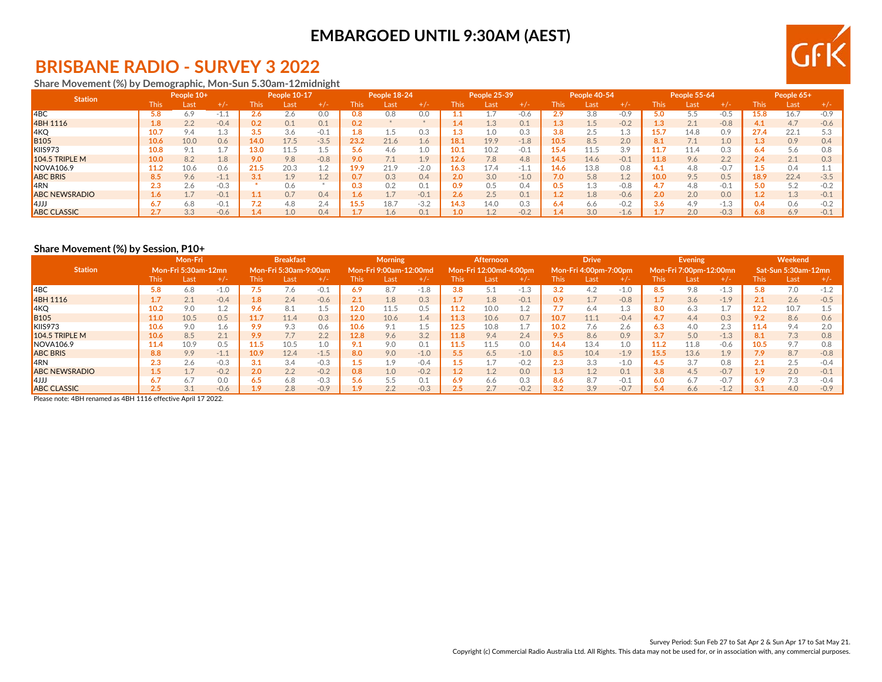**EMBARGOED UNTIL 9:30AM (AEST)**

# BRISBANE RADIO - SURVEY 3 2022

### Share Movement (%) by Demographic, Mon-Sun 5.30am-12midnight

| Station | People 10+ | | | People 10-17 | | | People 18-24 | | | People 25-39 | | | People 40-54 | | | People 55-64 | | | People 65+ | | |
|---|---|---|---|---|---|---|---|---|---|---|---|---|---|---|---|---|---|---|---|---|---|
| | This | Last | +/- | This | Last | +/- | This | Last | +/- | This | Last | +/- | This | Last | +/- | This | Last | +/- | This | Last | +/- |
| 4BC | 5.8 | 6.9 | -1.1 | 2.6 | 2.6 | 0.0 | 0.8 | 0.8 | 0.0 | 1.1 | 1.7 | -0.6 | 2.9 | 3.8 | -0.9 | 5.0 | 5.5 | -0.5 | 15.8 | 16.7 | -0.9 |
| 4BH 1116 | 1.8 | 2.2 | -0.4 | 0.2 | 0.1 | 0.1 | 0.2 | * | * | 1.4 | 1.3 | 0.1 | 1.3 | 1.5 | -0.2 | 1.3 | 2.1 | -0.8 | 4.1 | 4.7 | -0.6 |
| 4KQ | 10.7 | 9.4 | 1.3 | 3.5 | 3.6 | -0.1 | 1.8 | 1.5 | 0.3 | 1.3 | 1.0 | 0.3 | 3.8 | 2.5 | 1.3 | 15.7 | 14.8 | 0.9 | 27.4 | 22.1 | 5.3 |
| B105 | 10.6 | 10.0 | 0.6 | 14.0 | 17.5 | -3.5 | 23.2 | 21.6 | 1.6 | 18.1 | 19.9 | -1.8 | 10.5 | 8.5 | 2.0 | 8.1 | 7.1 | 1.0 | 1.3 | 0.9 | 0.4 |
| KIIS973 | 10.8 | 9.1 | 1.7 | 13.0 | 11.5 | 1.5 | 5.6 | 4.6 | 1.0 | 10.1 | 10.2 | -0.1 | 15.4 | 11.5 | 3.9 | 11.7 | 11.4 | 0.3 | 6.4 | 5.6 | 0.8 |
| 104.5 TRIPLE M | 10.0 | 8.2 | 1.8 | 9.0 | 9.8 | -0.8 | 9.0 | 7.1 | 1.9 | 12.6 | 7.8 | 4.8 | 14.5 | 14.6 | -0.1 | 11.8 | 9.6 | 2.2 | 2.4 | 2.1 | 0.3 |
| NOVA106.9 | 11.2 | 10.6 | 0.6 | 21.5 | 20.3 | 1.2 | 19.9 | 21.9 | -2.0 | 16.3 | 17.4 | -1.1 | 14.6 | 13.8 | 0.8 | 4.1 | 4.8 | -0.7 | 1.5 | 0.4 | 1.1 |
| ABC BRIS | 8.5 | 9.6 | -1.1 | 3.1 | 1.9 | 1.2 | 0.7 | 0.3 | 0.4 | 2.0 | 3.0 | -1.0 | 7.0 | 5.8 | 1.2 | 10.0 | 9.5 | 0.5 | 18.9 | 22.4 | -3.5 |
| 4RN | 2.3 | 2.6 | -0.3 | * | 0.6 | * | 0.3 | 0.2 | 0.1 | 0.9 | 0.5 | 0.4 | 0.5 | 1.3 | -0.8 | 4.7 | 4.8 | -0.1 | 5.0 | 5.2 | -0.2 |
| ABC NEWSRADIO | 1.6 | 1.7 | -0.1 | 1.1 | 0.7 | 0.4 | 1.6 | 1.7 | -0.1 | 2.6 | 2.5 | 0.1 | 1.2 | 1.8 | -0.6 | 2.0 | 2.0 | 0.0 | 1.2 | 1.3 | -0.1 |
| 4JJJ | 6.7 | 6.8 | -0.1 | 7.2 | 4.8 | 2.4 | 15.5 | 18.7 | -3.2 | 14.3 | 14.0 | 0.3 | 6.4 | 6.6 | -0.2 | 3.6 | 4.9 | -1.3 | 0.4 | 0.6 | -0.2 |
| ABC CLASSIC | 2.7 | 3.3 | -0.6 | 1.4 | 1.0 | 0.4 | 1.7 | 1.6 | 0.1 | 1.0 | 1.2 | -0.2 | 1.4 | 3.0 | -1.6 | 1.7 | 2.0 | -0.3 | 6.8 | 6.9 | -0.1 |

### Share Movement (%) by Session, P10+

| Station | Mon-Fri Mon-Fri 5:30am-12mn | | | Breakfast Mon-Fri 5:30am-9:00am | | | Morning Mon-Fri 9:00am-12:00md | | | Afternoon Mon-Fri 12:00md-4:00pm | | | Drive Mon-Fri 4:00pm-7:00pm | | | Evening Mon-Fri 7:00pm-12:00mn | | | Weekend Sat-Sun 5:30am-12mn | | |
|---|---|---|---|---|---|---|---|---|---|---|---|---|---|---|---|---|---|---|---|---|---|
| | This | Last | +/- | This | Last | +/- | This | Last | +/- | This | Last | +/- | This | Last | +/- | This | Last | +/- | This | Last | +/- |
| 4BC | 5.8 | 6.8 | -1.0 | 7.5 | 7.6 | -0.1 | 6.9 | 8.7 | -1.8 | 3.8 | 5.1 | -1.3 | 3.2 | 4.2 | -1.0 | 8.5 | 9.8 | -1.3 | 5.8 | 7.0 | -1.2 |
| 4BH 1116 | 1.7 | 2.1 | -0.4 | 1.8 | 2.4 | -0.6 | 2.1 | 1.8 | 0.3 | 1.7 | 1.8 | -0.1 | 0.9 | 1.7 | -0.8 | 1.7 | 3.6 | -1.9 | 2.1 | 2.6 | -0.5 |
| 4KQ | 10.2 | 9.0 | 1.2 | 9.6 | 8.1 | 1.5 | 12.0 | 11.5 | 0.5 | 11.2 | 10.0 | 1.2 | 7.7 | 6.4 | 1.3 | 8.0 | 6.3 | 1.7 | 12.2 | 10.7 | 1.5 |
| B105 | 11.0 | 10.5 | 0.5 | 11.7 | 11.4 | 0.3 | 12.0 | 10.6 | 1.4 | 11.3 | 10.6 | 0.7 | 10.7 | 11.1 | -0.4 | 4.7 | 4.4 | 0.3 | 9.2 | 8.6 | 0.6 |
| KIIS973 | 10.6 | 9.0 | 1.6 | 9.9 | 9.3 | 0.6 | 10.6 | 9.1 | 1.5 | 12.5 | 10.8 | 1.7 | 10.2 | 7.6 | 2.6 | 6.3 | 4.0 | 2.3 | 11.4 | 9.4 | 2.0 |
| 104.5 TRIPLE M | 10.6 | 8.5 | 2.1 | 9.9 | 7.7 | 2.2 | 12.8 | 9.6 | 3.2 | 11.8 | 9.4 | 2.4 | 9.5 | 8.6 | 0.9 | 3.7 | 5.0 | -1.3 | 8.1 | 7.3 | 0.8 |
| NOVA106.9 | 11.4 | 10.9 | 0.5 | 11.5 | 10.5 | 1.0 | 9.1 | 9.0 | 0.1 | 11.5 | 11.5 | 0.0 | 14.4 | 13.4 | 1.0 | 11.2 | 11.8 | -0.6 | 10.5 | 9.7 | 0.8 |
| ABC BRIS | 8.8 | 9.9 | -1.1 | 10.9 | 12.4 | -1.5 | 8.0 | 9.0 | -1.0 | 5.5 | 6.5 | -1.0 | 8.5 | 10.4 | -1.9 | 15.5 | 13.6 | 1.9 | 7.9 | 8.7 | -0.8 |
| 4RN | 2.3 | 2.6 | -0.3 | 3.1 | 3.4 | -0.3 | 1.5 | 1.9 | -0.4 | 1.5 | 1.7 | -0.2 | 2.3 | 3.3 | -1.0 | 4.5 | 3.7 | 0.8 | 2.1 | 2.5 | -0.4 |
| ABC NEWSRADIO | 1.5 | 1.7 | -0.2 | 2.0 | 2.2 | -0.2 | 0.8 | 1.0 | -0.2 | 1.2 | 1.2 | 0.0 | 1.3 | 1.2 | 0.1 | 3.8 | 4.5 | -0.7 | 1.9 | 2.0 | -0.1 |
| 4JJJ | 6.7 | 6.7 | 0.0 | 6.5 | 6.8 | -0.3 | 5.6 | 5.5 | 0.1 | 6.9 | 6.6 | 0.3 | 8.6 | 8.7 | -0.1 | 6.0 | 6.7 | -0.7 | 6.9 | 7.3 | -0.4 |
| ABC CLASSIC | 2.5 | 3.1 | -0.6 | 1.9 | 2.8 | -0.9 | 1.9 | 2.2 | -0.3 | 2.5 | 2.7 | -0.2 | 3.2 | 3.9 | -0.7 | 5.4 | 6.6 | -1.2 | 3.1 | 4.0 | -0.9 |

Please note: 4BH renamed as 4BH 1116 effective April 17 2022.

Survey Period: Sun Feb 27 to Sat Apr 2 & Sun Apr 17 to Sat May 21.

Copyright (c) Commercial Radio Australia Ltd. All Rights. This data may not be used for, or in association with, any commercial purposes.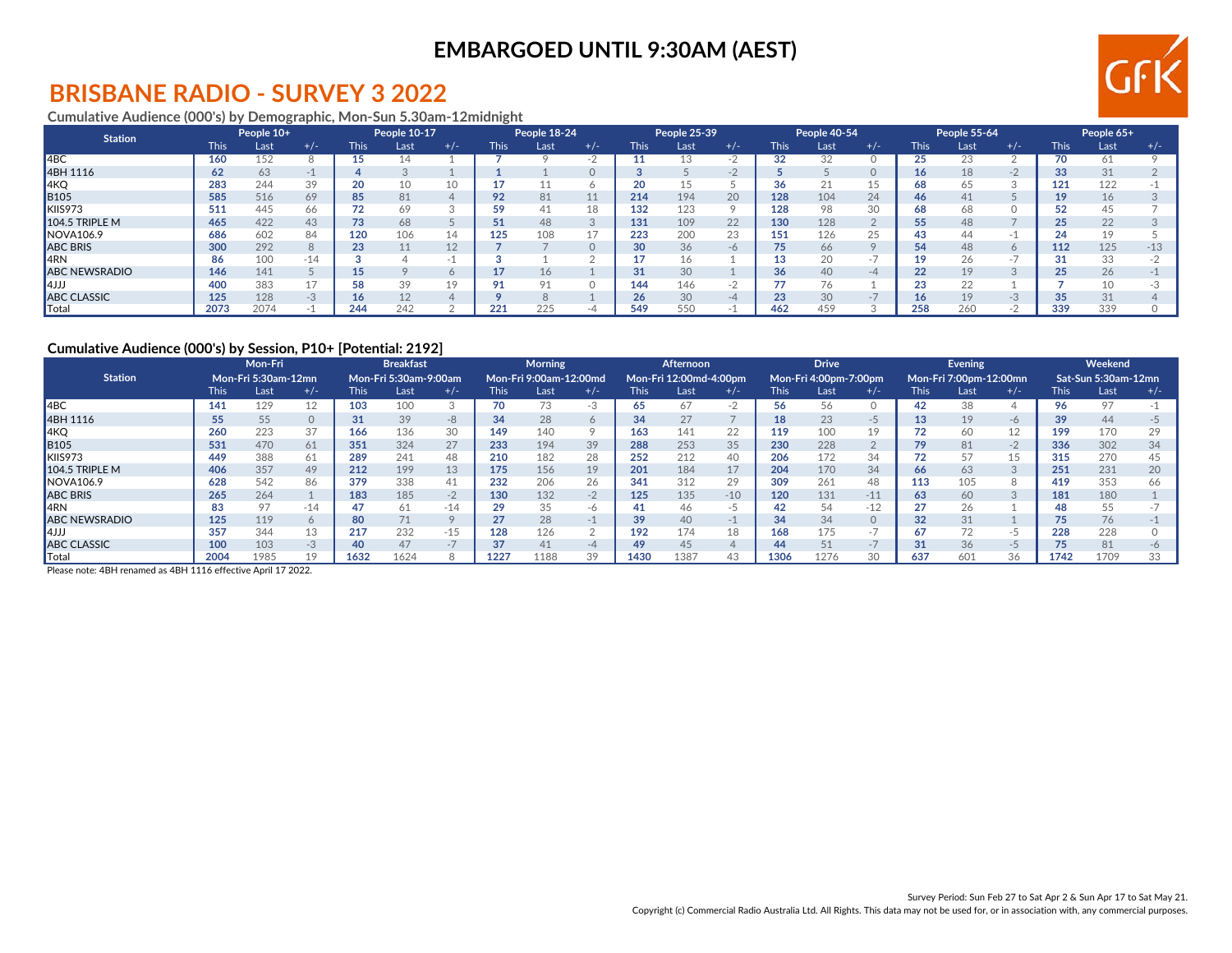EMBARGOED UNTIL 9:30AM (AEST)

# BRISBANE RADIO - SURVEY 3 2022

### Cumulative Audience (000's) by Demographic, Mon-Sun 5.30am-12midnight

| Station | People 10+ | | | People 10-17 | | | People 18-24 | | | People 25-39 | | | People 40-54 | | | People 55-64 | | | People 65+ | | |
|---|---|---|---|---|---|---|---|---|---|---|---|---|---|---|---|---|---|---|---|---|---|
| | This | Last | +/- | This | Last | +/- | This | Last | +/- | This | Last | +/- | This | Last | +/- | This | Last | +/- | This | Last | +/- |
| 4BC | **160** | 152 | 8 | **15** | 14 | 1 | **7** | 9 | -2 | **11** | 13 | -2 | **32** | 32 | 0 | **25** | 23 | 2 | **70** | 61 | 9 |
| 4BH 1116 | **62** | 63 | -1 | **4** | 3 | 1 | **1** | 1 | 0 | **3** | 5 | -2 | **5** | 5 | 0 | **16** | 18 | -2 | **33** | 31 | 2 |
| 4KQ | **283** | 244 | 39 | **20** | 10 | 10 | **17** | 11 | 6 | **20** | 15 | 5 | **36** | 21 | 15 | **68** | 65 | 3 | **121** | 122 | -1 |
| B105 | **585** | 516 | 69 | **85** | 81 | 4 | **92** | 81 | 11 | **214** | 194 | 20 | **128** | 104 | 24 | **46** | 41 | 5 | **19** | 16 | 3 |
| KIIS973 | **511** | 445 | 66 | **72** | 69 | 3 | **59** | 41 | 18 | **132** | 123 | 9 | **128** | 98 | 30 | **68** | 68 | 0 | **52** | 45 | 7 |
| 104.5 TRIPLE M | **465** | 422 | 43 | **73** | 68 | 5 | **51** | 48 | 3 | **131** | 109 | 22 | **130** | 128 | 2 | **55** | 48 | 7 | **25** | 22 | 3 |
| NOVA106.9 | **686** | 602 | 84 | **120** | 106 | 14 | **125** | 108 | 17 | **223** | 200 | 23 | **151** | 126 | 25 | **43** | 44 | -1 | **24** | 19 | 5 |
| ABC BRIS | **300** | 292 | 8 | **23** | 11 | 12 | **7** | 7 | 0 | **30** | 36 | -6 | **75** | 66 | 9 | **54** | 48 | 6 | **112** | 125 | -13 |
| 4RN | **86** | 100 | -14 | **3** | 4 | -1 | **3** | 1 | 2 | **17** | 16 | 1 | **13** | 20 | -7 | **19** | 26 | -7 | **31** | 33 | -2 |
| ABC NEWSRADIO | **146** | 141 | 5 | **15** | 9 | 6 | **17** | 16 | 1 | **31** | 30 | 1 | **36** | 40 | -4 | **22** | 19 | 3 | **25** | 26 | -1 |
| 4JJJ | **400** | 383 | 17 | **58** | 39 | 19 | **91** | 91 | 0 | **144** | 146 | -2 | **77** | 76 | 1 | **23** | 22 | 1 | **7** | 10 | -3 |
| ABC CLASSIC | **125** | 128 | -3 | **16** | 12 | 4 | **9** | 8 | 1 | **26** | 30 | -4 | **23** | 30 | -7 | **16** | 19 | -3 | **35** | 31 | 4 |
| Total | **2073** | 2074 | -1 | **244** | 242 | 2 | **221** | 225 | -4 | **549** | 550 | -1 | **462** | 459 | 3 | **258** | 260 | -2 | **339** | 339 | 0 |

### Cumulative Audience (000's) by Session, P10+ [Potential: 2192]

| Station | Mon-Fri Mon-Fri 5:30am-12mn | | | Breakfast Mon-Fri 5:30am-9:00am | | | Morning Mon-Fri 9:00am-12:00md | | | Afternoon Mon-Fri 12:00md-4:00pm | | | Drive Mon-Fri 4:00pm-7:00pm | | | Evening Mon-Fri 7:00pm-12:00mn | | | Weekend Sat-Sun 5:30am-12mn | | |
|---|---|---|---|---|---|---|---|---|---|---|---|---|---|---|---|---|---|---|---|---|---|
| | This | Last | +/- | This | Last | +/- | This | Last | +/- | This | Last | +/- | This | Last | +/- | This | Last | +/- | This | Last | +/- |
| 4BC | **141** | 129 | 12 | **103** | 100 | 3 | **70** | 73 | -3 | **65** | 67 | -2 | **56** | 56 | 0 | **42** | 38 | 4 | **96** | 97 | -1 |
| 4BH 1116 | **55** | 55 | 0 | **31** | 39 | -8 | **34** | 28 | 6 | **34** | 27 | 7 | **18** | 23 | -5 | **13** | 19 | -6 | **39** | 44 | -5 |
| 4KQ | **260** | 223 | 37 | **166** | 136 | 30 | **149** | 140 | 9 | **163** | 141 | 22 | **119** | 100 | 19 | **72** | 60 | 12 | **199** | 170 | 29 |
| B105 | **531** | 470 | 61 | **351** | 324 | 27 | **233** | 194 | 39 | **288** | 253 | 35 | **230** | 228 | 2 | **79** | 81 | -2 | **336** | 302 | 34 |
| KIIS973 | **449** | 388 | 61 | **289** | 241 | 48 | **210** | 182 | 28 | **252** | 212 | 40 | **206** | 172 | 34 | **72** | 57 | 15 | **315** | 270 | 45 |
| 104.5 TRIPLE M | **406** | 357 | 49 | **212** | 199 | 13 | **175** | 156 | 19 | **201** | 184 | 17 | **204** | 170 | 34 | **66** | 63 | 3 | **251** | 231 | 20 |
| NOVA106.9 | **628** | 542 | 86 | **379** | 338 | 41 | **232** | 206 | 26 | **341** | 312 | 29 | **309** | 261 | 48 | **113** | 105 | 8 | **419** | 353 | 66 |
| ABC BRIS | **265** | 264 | 1 | **183** | 185 | -2 | **130** | 132 | -2 | **125** | 135 | -10 | **120** | 131 | -11 | **63** | 60 | 3 | **181** | 180 | 1 |
| 4RN | **83** | 97 | -14 | **47** | 61 | -14 | **29** | 35 | -6 | **41** | 46 | -5 | **42** | 54 | -12 | **27** | 26 | 1 | **48** | 55 | -7 |
| ABC NEWSRADIO | **125** | 119 | 6 | **80** | 71 | 9 | **27** | 28 | -1 | **39** | 40 | -1 | **34** | 34 | 0 | **32** | 31 | 1 | **75** | 76 | -1 |
| 4JJJ | **357** | 344 | 13 | **217** | 232 | -15 | **128** | 126 | 2 | **192** | 174 | 18 | **168** | 175 | -7 | **67** | 72 | -5 | **228** | 228 | 0 |
| ABC CLASSIC | **100** | 103 | -3 | **40** | 47 | -7 | **37** | 41 | -4 | **49** | 45 | 4 | **44** | 51 | -7 | **31** | 36 | -5 | **75** | 81 | -6 |
| Total | **2004** | 1985 | 19 | **1632** | 1624 | 8 | **1227** | 1188 | 39 | **1430** | 1387 | 43 | **1306** | 1276 | 30 | **637** | 601 | 36 | **1742** | 1709 | 33 |

Please note: 4BH renamed as 4BH 1116 effective April 17 2022.

Survey Period: Sun Feb 27 to Sat Apr 2 & Sun Apr 17 to Sat May 21.

Copyright (c) Commercial Radio Australia Ltd. All Rights. This data may not be used for, or in association with, any commercial purposes.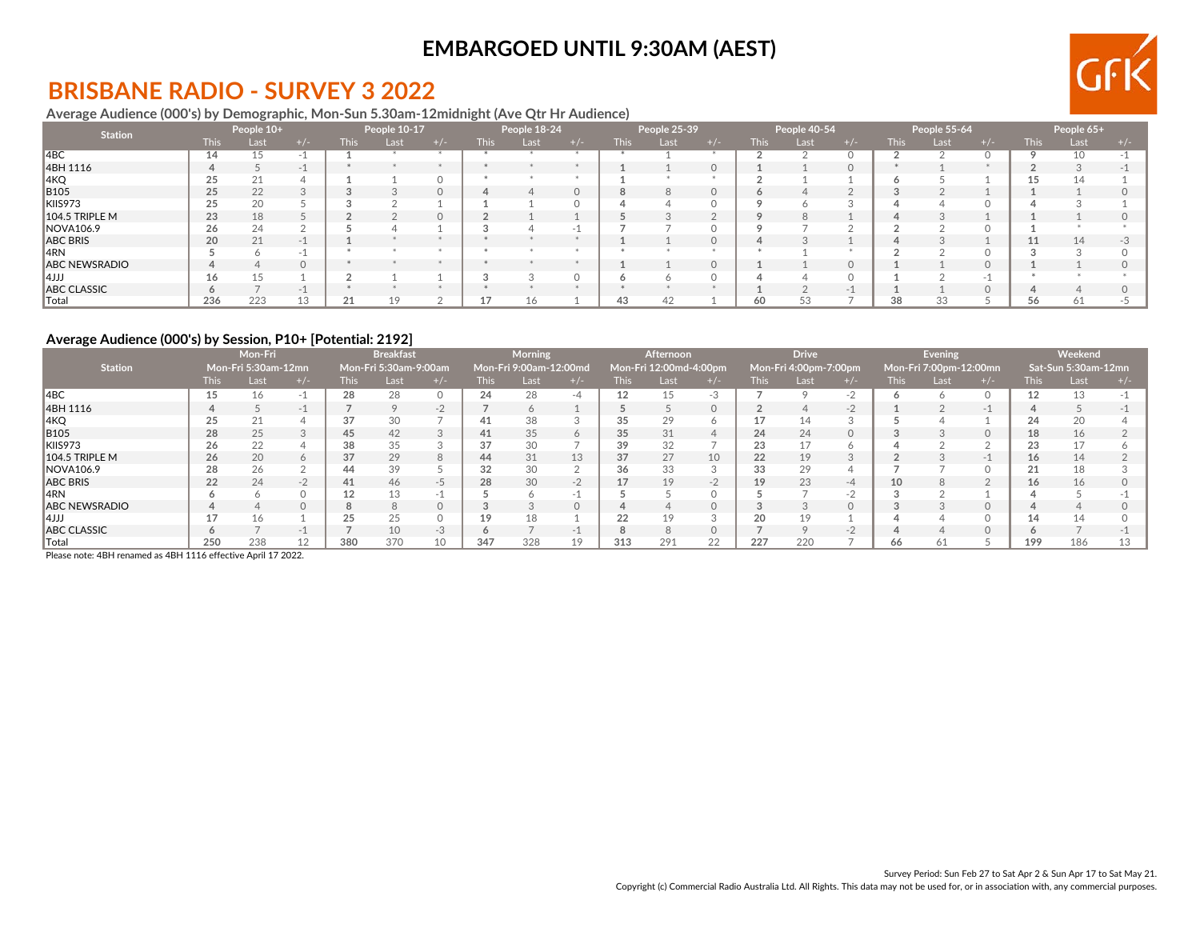**EMBARGOED UNTIL 9:30AM (AEST)**

# BRISBANE RADIO - SURVEY 3 2022

**Average Audience (000's) by Demographic, Mon-Sun 5.30am-12midnight (Ave Qtr Hr Audience)**

| Station | People 10+ | | | People 10-17 | | | People 18-24 | | | People 25-39 | | | People 40-54 | | | People 55-64 | | | People 65+ | | |
|---|---|---|---|---|---|---|---|---|---|---|---|---|---|---|---|---|---|---|---|---|---|
| | This | Last | +/- | This | Last | +/- | This | Last | +/- | This | Last | +/- | This | Last | +/- | This | Last | +/- | This | Last | +/- |
| 4BC | 14 | 15 | -1 | 1 | * | * | * | * | * | * | 1 | * | 2 | 2 | 0 | 2 | 2 | 0 | 9 | 10 | -1 |
| 4BH 1116 | 4 | 5 | -1 | * | * | * | * | * | * | 1 | 1 | 0 | 1 | 1 | 0 | * | 1 | * | 2 | 3 | -1 |
| 4KQ | 25 | 21 | 4 | 1 | 1 | 0 | * | * | * | 1 | * | * | 2 | 1 | 1 | 6 | 5 | 1 | 15 | 14 | 1 |
| B105 | 25 | 22 | 3 | 3 | 3 | 0 | 4 | 4 | 0 | 8 | 8 | 0 | 6 | 4 | 2 | 3 | 2 | 1 | 1 | 1 | 0 |
| KIIS973 | 25 | 20 | 5 | 3 | 2 | 1 | 1 | 1 | 0 | 4 | 4 | 0 | 9 | 6 | 3 | 4 | 4 | 0 | 4 | 3 | 1 |
| 104.5 TRIPLE M | 23 | 18 | 5 | 2 | 2 | 0 | 2 | 1 | 1 | 5 | 3 | 2 | 9 | 8 | 1 | 4 | 3 | 1 | 1 | 1 | 0 |
| NOVA106.9 | 26 | 24 | 2 | 5 | 4 | 1 | 3 | 4 | -1 | 7 | 7 | 0 | 9 | 7 | 2 | 2 | 2 | 0 | 1 | * | * |
| ABC BRIS | 20 | 21 | -1 | 1 | * | * | * | * | * | 1 | 1 | 0 | 4 | 3 | 1 | 4 | 3 | 1 | 11 | 14 | -3 |
| 4RN | 5 | 6 | -1 | * | * | * | * | * | * | * | * | * | * | 1 | * | 2 | 2 | 0 | 3 | 3 | 0 |
| ABC NEWSRADIO | 4 | 4 | 0 | * | * | * | * | * | * | 1 | 1 | 0 | 1 | 1 | 0 | 1 | 1 | 0 | 1 | 1 | 0 |
| 4JJJ | 16 | 15 | 1 | 2 | 1 | 1 | 3 | 3 | 0 | 6 | 6 | 0 | 4 | 4 | 0 | 1 | 2 | -1 | * | * | * |
| ABC CLASSIC | 6 | 7 | -1 | * | * | * | * | * | * | * | * | * | 1 | 2 | -1 | 1 | 1 | 0 | 4 | 4 | 0 |
| Total | 236 | 223 | 13 | 21 | 19 | 2 | 17 | 16 | 1 | 43 | 42 | 1 | 60 | 53 | 7 | 38 | 33 | 5 | 56 | 61 | -5 |

**Average Audience (000's) by Session, P10+ [Potential: 2192]**

| Station | Mon-Fri Mon-Fri 5:30am-12mn | | | Breakfast Mon-Fri 5:30am-9:00am | | | Morning Mon-Fri 9:00am-12:00md | | | Afternoon Mon-Fri 12:00md-4:00pm | | | Drive Mon-Fri 4:00pm-7:00pm | | | Evening Mon-Fri 7:00pm-12:00mn | | | Weekend Sat-Sun 5:30am-12mn | | |
|---|---|---|---|---|---|---|---|---|---|---|---|---|---|---|---|---|---|---|---|---|---|
| | This | Last | +/- | This | Last | +/- | This | Last | +/- | This | Last | +/- | This | Last | +/- | This | Last | +/- | This | Last | +/- |
| 4BC | 15 | 16 | -1 | 28 | 28 | 0 | 24 | 28 | -4 | 12 | 15 | -3 | 7 | 9 | -2 | 6 | 6 | 0 | 12 | 13 | -1 |
| 4BH 1116 | 4 | 5 | -1 | 7 | 9 | -2 | 7 | 6 | 1 | 5 | 5 | 0 | 2 | 4 | -2 | 1 | 2 | -1 | 4 | 5 | -1 |
| 4KQ | 25 | 21 | 4 | 37 | 30 | 7 | 41 | 38 | 3 | 35 | 29 | 6 | 17 | 14 | 3 | 5 | 4 | 1 | 24 | 20 | 4 |
| B105 | 28 | 25 | 3 | 45 | 42 | 3 | 41 | 35 | 6 | 35 | 31 | 4 | 24 | 24 | 0 | 3 | 3 | 0 | 18 | 16 | 2 |
| KIIS973 | 26 | 22 | 4 | 38 | 35 | 3 | 37 | 30 | 7 | 39 | 32 | 7 | 23 | 17 | 6 | 4 | 2 | 2 | 23 | 17 | 6 |
| 104.5 TRIPLE M | 26 | 20 | 6 | 37 | 29 | 8 | 44 | 31 | 13 | 37 | 27 | 10 | 22 | 19 | 3 | 2 | 3 | -1 | 16 | 14 | 2 |
| NOVA106.9 | 28 | 26 | 2 | 44 | 39 | 5 | 32 | 30 | 2 | 36 | 33 | 3 | 33 | 29 | 4 | 7 | 7 | 0 | 21 | 18 | 3 |
| ABC BRIS | 22 | 24 | -2 | 41 | 46 | -5 | 28 | 30 | -2 | 17 | 19 | -2 | 19 | 23 | -4 | 10 | 8 | 2 | 16 | 16 | 0 |
| 4RN | 6 | 6 | 0 | 12 | 13 | -1 | 5 | 6 | -1 | 5 | 5 | 0 | 5 | 7 | -2 | 3 | 2 | 1 | 4 | 5 | -1 |
| ABC NEWSRADIO | 4 | 4 | 0 | 8 | 8 | 0 | 3 | 3 | 0 | 4 | 4 | 0 | 3 | 3 | 0 | 3 | 3 | 0 | 4 | 4 | 0 |
| 4JJJ | 17 | 16 | 1 | 25 | 25 | 0 | 19 | 18 | 1 | 22 | 19 | 3 | 20 | 19 | 1 | 4 | 4 | 0 | 14 | 14 | 0 |
| ABC CLASSIC | 6 | 7 | -1 | 7 | 10 | -3 | 6 | 7 | -1 | 8 | 8 | 0 | 7 | 9 | -2 | 4 | 4 | 0 | 6 | 7 | -1 |
| Total | 250 | 238 | 12 | 380 | 370 | 10 | 347 | 328 | 19 | 313 | 291 | 22 | 227 | 220 | 7 | 66 | 61 | 5 | 199 | 186 | 13 |

Please note: 4BH renamed as 4BH 1116 effective April 17 2022.

Survey Period: Sun Feb 27 to Sat Apr 2 & Sun Apr 17 to Sat May 21.

Copyright (c) Commercial Radio Australia Ltd. All Rights. This data may not be used for, or in association with, any commercial purposes.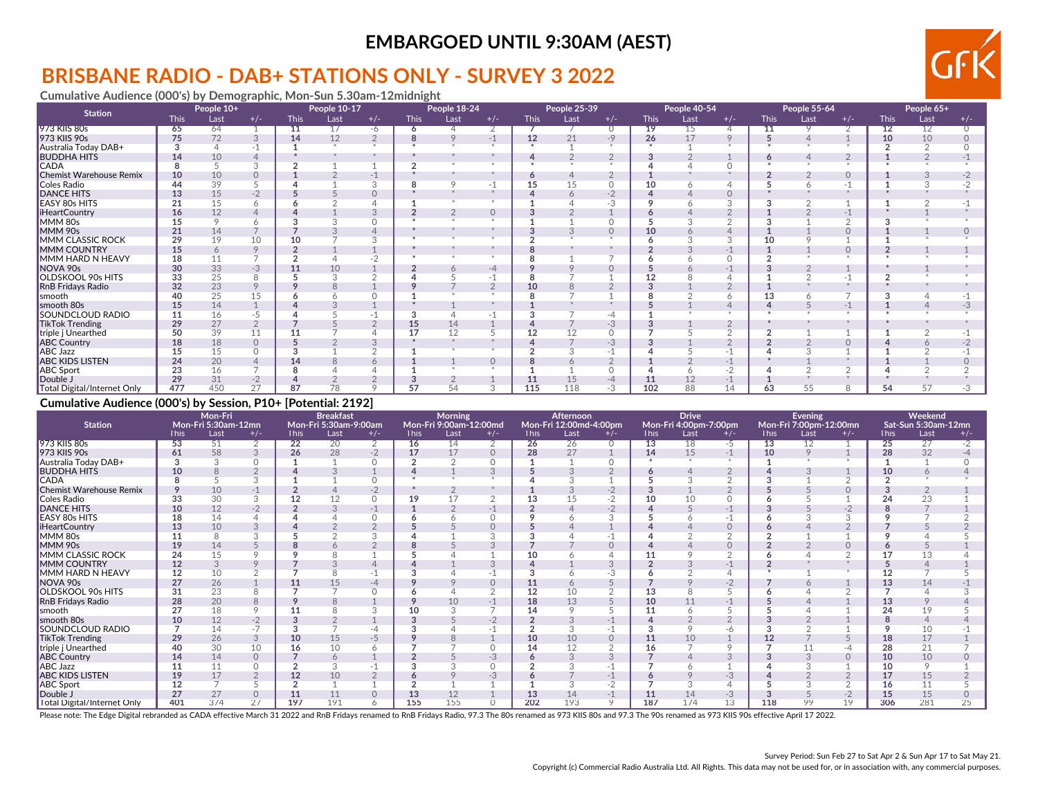# EMBARGOED UNTIL 9:30AM (AEST)

## BRISBANE RADIO - DAB+ STATIONS ONLY - SURVEY 3 2022

### Cumulative Audience (000's) by Demographic, Mon-Sun 5.30am-12midnight

| Station | People 10+ | | | People 10-17 | | | People 18-24 | | | People 25-39 | | | People 40-54 | | | People 55-64 | | | People 65+ | | |
|---|---|---|---|---|---|---|---|---|---|---|---|---|---|---|---|---|---|---|---|---|---|
| | This | Last | +/- | This | Last | +/- | This | Last | +/- | This | Last | +/- | This | Last | +/- | This | Last | +/- | This | Last | +/- |
| 973 KIIS 80s | 65 | 64 | 1 | 11 | 17 | -6 | 6 | 4 | 2 | 7 | 7 | 0 | 19 | 15 | 4 | 11 | 9 | 2 | 12 | 12 | 0 |
| 973 KIIS 90s | 75 | 72 | 3 | 14 | 12 | 2 | 8 | 9 | -1 | 12 | 21 | -9 | 26 | 17 | 9 | 5 | 4 | 1 | 10 | 10 | 0 |
| Australia Today DAB+ | 3 | 4 | -1 | 1 | * | * | * | * | * | * | 1 | * | * | 1 | * | * | * | * | 2 | 2 | 0 |
| BUDDHA HITS | 14 | 10 | 4 | * | * | * | * | * | * | 4 | 2 | 2 | 3 | 2 | 1 | 6 | 4 | 2 | 1 | 2 | -1 |
| CADA | 8 | 5 | 3 | 2 | 1 | 1 | 2 | * | * | * | * | * | 4 | 4 | 0 | * | * | * | * | * | * |
| Chemist Warehouse Remix | 10 | 10 | 0 | 1 | 2 | -1 | * | * | * | 6 | 4 | 2 | 1 | * | * | 2 | 2 | 0 | 1 | 3 | -2 |
| Coles Radio | 44 | 39 | 5 | 4 | 1 | 3 | 8 | 9 | -1 | 15 | 15 | 0 | 10 | 6 | 4 | 5 | 6 | -1 | 1 | 3 | -2 |
| DANCE HITS | 13 | 15 | -2 | 5 | 5 | 0 | * | * | * | 4 | 6 | -2 | 4 | 4 | 0 | * | * | * | * | * | * |
| EASY 80s HITS | 21 | 15 | 6 | 6 | 2 | 4 | 1 | * | * | 1 | 4 | -3 | 9 | 6 | 3 | 3 | 2 | 1 | 1 | 2 | -1 |
| iHeartCountry | 16 | 12 | 4 | 4 | 1 | 3 | 2 | 2 | 0 | 3 | 2 | 1 | 6 | 4 | 2 | 1 | 2 | -1 | * | 1 | * |
| MMM 80s | 15 | 9 | 6 | 3 | 3 | 0 | * | * | * | 1 | 1 | 0 | 5 | 3 | 2 | 3 | 1 | 2 | 3 | * | * |
| MMM 90s | 21 | 14 | 7 | 7 | 3 | 4 | * | * | * | 3 | 3 | 0 | 10 | 6 | 4 | 1 | 1 | 0 | 1 | 1 | 0 |
| MMM CLASSIC ROCK | 29 | 19 | 10 | 10 | 7 | 3 | * | * | * | 2 | * | * | 6 | 3 | 3 | 10 | 9 | 1 | 1 | * | * |
| MMM COUNTRY | 15 | 6 | 9 | 2 | 1 | 1 | * | * | * | 8 | * | * | 2 | 3 | -1 | 1 | 1 | 0 | 2 | 1 | 1 |
| MMM HARD N HEAVY | 18 | 11 | 7 | 2 | 4 | -2 | * | * | * | 8 | 1 | 7 | 6 | 6 | 0 | 2 | * | * | * | * | * |
| NOVA 90s | 30 | 33 | -3 | 11 | 10 | 1 | 2 | 6 | -4 | 9 | 9 | 0 | 5 | 6 | -1 | 3 | 2 | 1 | * | 1 | * |
| OLDSKOOL 90s HITS | 33 | 25 | 8 | 5 | 3 | 2 | 4 | 5 | -1 | 8 | 7 | 1 | 12 | 8 | 4 | 1 | 2 | -1 | 2 | * | * |
| RnB Fridays Radio | 32 | 23 | 9 | 9 | 8 | 1 | 9 | 7 | 2 | 10 | 8 | 2 | 3 | 1 | 2 | 1 | * | * | * | * | * |
| smooth | 40 | 25 | 15 | 6 | 6 | 0 | 1 | * | * | 8 | 7 | 1 | 8 | 2 | 6 | 13 | 6 | 7 | 3 | 4 | -1 |
| smooth 80s | 15 | 14 | 1 | 4 | 3 | 1 | * | 1 | * | 1 | * | * | 5 | 1 | 4 | 4 | 5 | -1 | 1 | 4 | -3 |
| SOUNDCLOUD RADIO | 11 | 16 | -5 | 4 | 5 | -1 | 3 | 4 | -1 | 3 | 7 | -4 | 1 | * | * | * | * | * | * | * | * |
| TikTok Trending | 29 | 27 | 2 | 7 | 5 | 2 | 15 | 14 | 1 | 4 | 7 | -3 | 3 | 1 | 2 | * | * | * | * | * | * |
| triple j Unearthed | 50 | 39 | 11 | 11 | 7 | 4 | 17 | 12 | 5 | 12 | 12 | 0 | 7 | 5 | 2 | 2 | 1 | 1 | 1 | 2 | -1 |
| ABC Country | 18 | 18 | 0 | 5 | 2 | 3 | * | * | * | 4 | 7 | -3 | 3 | 1 | 2 | 2 | 2 | 0 | 4 | 6 | -2 |
| ABC Jazz | 15 | 15 | 0 | 3 | 1 | 2 | 1 | * | * | 2 | 3 | -1 | 4 | 5 | -1 | 4 | 3 | 1 | 1 | 2 | -1 |
| ABC KIDS LISTEN | 24 | 20 | 4 | 14 | 8 | 6 | 1 | 1 | 0 | 8 | 6 | 2 | 1 | 2 | -1 | * | 1 | * | 1 | 1 | 0 |
| ABC Sport | 23 | 16 | 7 | 8 | 4 | 4 | 1 | * | * | 1 | 1 | 0 | 4 | 6 | -2 | 4 | 2 | 2 | 4 | 2 | 2 |
| Double J | 29 | 31 | -2 | 4 | 2 | 2 | 3 | 2 | 1 | 11 | 15 | -4 | 11 | 12 | -1 | 1 | * | * | * | * | * |
| Total Digital/Internet Only | 477 | 450 | 27 | 87 | 78 | 9 | 57 | 54 | 3 | 115 | 118 | -3 | 102 | 88 | 14 | 63 | 55 | 8 | 54 | 57 | -3 |

### Cumulative Audience (000's) by Session, P10+ [Potential: 2192]

| Station | Mon-Fri Mon-Fri 5:30am-12mn | | | Breakfast Mon-Fri 5:30am-9:00am | | | Morning Mon-Fri 9:00am-12:00md | | | Afternoon Mon-Fri 12:00md-4:00pm | | | Drive Mon-Fri 4:00pm-7:00pm | | | Evening Mon-Fri 7:00pm-12:00mn | | | Weekend Sat-Sun 5:30am-12mn | | |
|---|---|---|---|---|---|---|---|---|---|---|---|---|---|---|---|---|---|---|---|---|---|
| | This | Last | +/- | This | Last | +/- | This | Last | +/- | This | Last | +/- | This | Last | +/- | This | Last | +/- | This | Last | +/- |
| 973 KIIS 80s | 53 | 51 | 2 | 22 | 20 | 2 | 16 | 14 | 2 | 26 | 26 | 0 | 13 | 18 | -5 | 13 | 12 | 1 | 25 | 27 | -2 |
| 973 KIIS 90s | 61 | 58 | 3 | 26 | 28 | -2 | 17 | 17 | 0 | 28 | 27 | 1 | 14 | 15 | -1 | 10 | 9 | 1 | 28 | 32 | -4 |
| Australia Today DAB+ | 3 | 3 | 0 | 1 | 1 | 0 | 2 | 2 | 0 | 1 | 1 | 0 | * | * | * | 1 | * | * | 1 | 1 | 0 |
| BUDDHA HITS | 10 | 8 | 2 | 4 | 3 | 1 | 4 | 1 | 3 | 5 | 3 | 2 | 6 | 4 | 2 | 4 | 3 | 1 | 10 | 6 | 4 |
| CADA | 8 | 5 | 3 | 1 | 1 | 0 | * | * | * | 4 | 3 | 1 | 5 | 3 | 2 | 3 | 1 | 2 | 2 | * | * |
| Chemist Warehouse Remix | 9 | 10 | -1 | 2 | 4 | -2 | * | 2 | * | 1 | 3 | -2 | 3 | 1 | 2 | 5 | 5 | 0 | 3 | 2 | 1 |
| Coles Radio | 33 | 30 | 3 | 12 | 12 | 0 | 19 | 17 | 2 | 13 | 15 | -2 | 10 | 10 | 0 | 6 | 5 | 1 | 24 | 23 | 1 |
| DANCE HITS | 10 | 12 | -2 | 2 | 3 | -1 | 1 | 2 | -1 | 2 | 4 | -2 | 4 | 5 | -1 | 3 | 5 | -2 | 8 | 7 | 1 |
| EASY 80s HITS | 18 | 14 | 4 | 4 | 4 | 0 | 6 | 6 | 0 | 9 | 6 | 3 | 5 | 6 | -1 | 6 | 3 | 3 | 9 | 7 | 2 |
| iHeartCountry | 13 | 10 | 3 | 4 | 2 | 2 | 5 | 5 | 0 | 5 | 4 | 1 | 4 | 4 | 0 | 6 | 4 | 2 | 7 | 5 | 2 |
| MMM 80s | 11 | 8 | 3 | 5 | 2 | 3 | 4 | 1 | 3 | 3 | 4 | -1 | 4 | 2 | 2 | 2 | 1 | 1 | 9 | 4 | 5 |
| MMM 90s | 19 | 14 | 5 | 8 | 6 | 2 | 8 | 5 | 3 | 7 | 7 | 0 | 4 | 4 | 0 | 2 | 2 | 0 | 6 | 5 | 1 |
| MMM CLASSIC ROCK | 24 | 15 | 9 | 9 | 8 | 1 | 5 | 4 | 1 | 10 | 6 | 4 | 11 | 9 | 2 | 6 | 4 | 2 | 17 | 13 | 4 |
| MMM COUNTRY | 12 | 3 | 9 | 7 | 3 | 4 | 4 | 1 | 3 | 4 | 1 | 3 | 2 | 3 | -1 | 2 | * | * | 5 | 4 | 1 |
| MMM HARD N HEAVY | 12 | 10 | 2 | 7 | 8 | -1 | 3 | 4 | -1 | 3 | 6 | -3 | 6 | 2 | 4 | * | 1 | * | 12 | 7 | 5 |
| NOVA 90s | 27 | 26 | 1 | 11 | 15 | -4 | 9 | 9 | 0 | 11 | 6 | 5 | 7 | 9 | -2 | 7 | 6 | 1 | 13 | 14 | -1 |
| OLDSKOOL 90s HITS | 31 | 23 | 8 | 7 | 7 | 0 | 6 | 4 | 2 | 12 | 10 | 2 | 13 | 8 | 5 | 6 | 4 | 2 | 7 | 4 | 3 |
| RnB Fridays Radio | 28 | 20 | 8 | 9 | 8 | 1 | 9 | 10 | -1 | 18 | 13 | 5 | 10 | 11 | -1 | 5 | 4 | 1 | 13 | 9 | 4 |
| smooth | 27 | 18 | 9 | 11 | 8 | 3 | 10 | 3 | 7 | 14 | 9 | 5 | 11 | 6 | 5 | 5 | 4 | 1 | 24 | 19 | 5 |
| smooth 80s | 10 | 12 | -2 | 3 | 2 | 1 | 3 | 5 | -2 | 2 | 3 | -1 | 4 | 2 | 2 | 3 | 2 | 1 | 8 | 4 | 4 |
| SOUNDCLOUD RADIO | 7 | 14 | -7 | 3 | 7 | -4 | 3 | 4 | -1 | 2 | 3 | -1 | 3 | 9 | -6 | 3 | 2 | 1 | 9 | 10 | -1 |
| TikTok Trending | 29 | 26 | 3 | 10 | 15 | -5 | 9 | 8 | 1 | 10 | 10 | 0 | 11 | 10 | 1 | 12 | 7 | 5 | 18 | 17 | 1 |
| triple j Unearthed | 40 | 30 | 10 | 16 | 10 | 6 | 7 | 7 | 0 | 14 | 12 | 2 | 16 | 7 | 9 | 7 | 11 | -4 | 28 | 21 | 7 |
| ABC Country | 14 | 14 | 0 | 7 | 6 | 1 | 2 | 5 | -3 | 6 | 3 | 3 | 7 | 4 | 3 | 3 | 3 | 0 | 10 | 10 | 0 |
| ABC Jazz | 11 | 11 | 0 | 2 | 3 | -1 | 3 | 3 | 0 | 2 | 3 | -1 | 7 | 6 | 1 | 4 | 3 | 1 | 10 | 9 | 1 |
| ABC KIDS LISTEN | 19 | 17 | 2 | 12 | 10 | 2 | 6 | 9 | -3 | 6 | 7 | -1 | 6 | 9 | -3 | 4 | 2 | 2 | 17 | 15 | 2 |
| ABC Sport | 12 | 7 | 5 | 2 | 1 | 1 | 2 | 1 | 1 | 1 | 3 | -2 | 7 | 3 | 4 | 5 | 3 | 2 | 16 | 11 | 5 |
| Double J | 27 | 27 | 0 | 11 | 11 | 0 | 13 | 12 | 1 | 13 | 14 | -1 | 11 | 14 | -3 | 3 | 5 | -2 | 15 | 15 | 0 |
| Total Digital/Internet Only | 401 | 374 | 27 | 197 | 191 | 6 | 155 | 155 | 0 | 202 | 193 | 9 | 187 | 174 | 13 | 118 | 99 | 19 | 306 | 281 | 25 |

Please note: The Edge Digital rebranded as CADA effective March 31 2022 and RnB Fridays renamed to RnB Fridays Radio, 97.3 The 80s renamed as 973 KIIS 80s and 97.3 The 90s renamed as 973 KIIS 90s effective April 17 2022.

Survey Period: Sun Feb 27 to Sat Apr 2 & Sun Apr 17 to Sat May 21.

Copyright (c) Commercial Radio Australia Ltd. All Rights. This data may not be used for, or in association with, any commercial purposes.